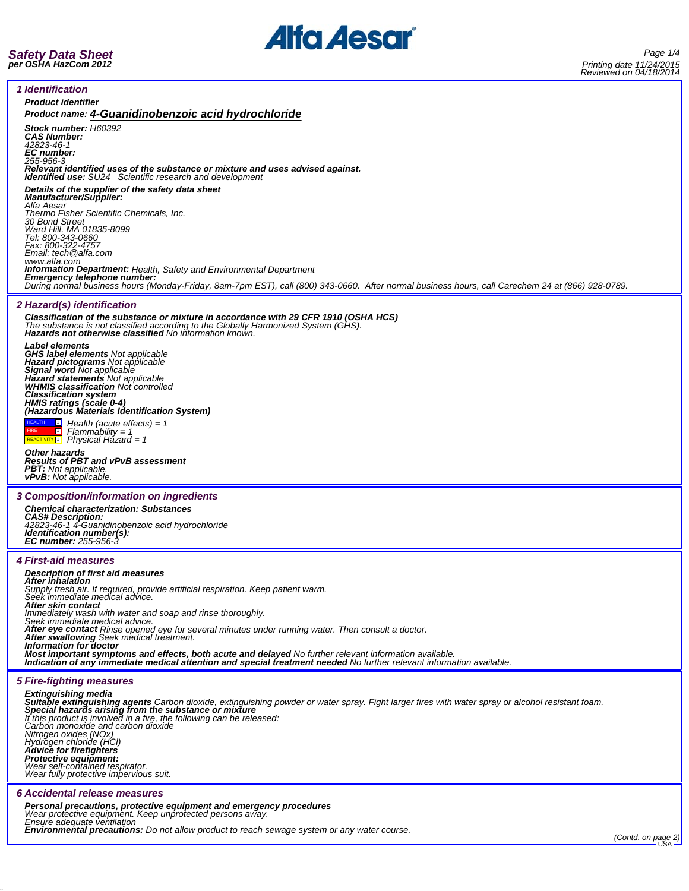# Safety Data Sheet
**per OSHA HazCom 2012**

Printing date 11/24/2015
Reviewed on 04/18/2014

## 1 Identification

**Product identifier**

**Product name: 4-Guanidinobenzoic acid hydrochloride**

**Stock number:** H60392
**CAS Number:**
42823-46-1
**EC number:**
255-956-3
**Relevant identified uses of the substance or mixture and uses advised against.**
**Identified use:** SU24 Scientific research and development

**Details of the supplier of the safety data sheet**
**Manufacturer/Supplier:**
Alfa Aesar
Thermo Fisher Scientific Chemicals, Inc.
30 Bond Street
Ward Hill, MA 01835-8099
Tel: 800-343-0660
Fax: 800-322-4757
Email: tech@alfa.com
www.alfa.com
**Information Department:** Health, Safety and Environmental Department
**Emergency telephone number:**
During normal business hours (Monday-Friday, 8am-7pm EST), call (800) 343-0660. After normal business hours, call Carechem 24 at (866) 928-0789.

## 2 Hazard(s) identification

**Classification of the substance or mixture in accordance with 29 CFR 1910 (OSHA HCS)**
The substance is not classified according to the Globally Harmonized System (GHS).
**Hazards not otherwise classified** No information known.

**Label elements**
**GHS label elements** Not applicable
**Hazard pictograms** Not applicable
**Signal word** Not applicable
**Hazard statements** Not applicable
**WHMIS classification** Not controlled
**Classification system**
**HMIS ratings (scale 0-4)**
**(Hazardous Materials Identification System)**

| | | |
|---|---|---|
| HEALTH | 1 | Health (acute effects) = 1 |
| FIRE | 1 | Flammability = 1 |
| REACTIVITY | 1 | Physical Hazard = 1 |

**Other hazards**
**Results of PBT and vPvB assessment**
**PBT:** Not applicable.
**vPvB:** Not applicable.

## 3 Composition/information on ingredients

**Chemical characterization: Substances**
**CAS# Description:**
42823-46-1 4-Guanidinobenzoic acid hydrochloride
**Identification number(s):**
**EC number:** 255-956-3

## 4 First-aid measures

**Description of first aid measures**
**After inhalation**
Supply fresh air. If required, provide artificial respiration. Keep patient warm.
Seek immediate medical advice.
**After skin contact**
Immediately wash with water and soap and rinse thoroughly.
Seek immediate medical advice.
**After eye contact** Rinse opened eye for several minutes under running water. Then consult a doctor.
**After swallowing** Seek medical treatment.
**Information for doctor**
**Most important symptoms and effects, both acute and delayed** No further relevant information available.
**Indication of any immediate medical attention and special treatment needed** No further relevant information available.

## 5 Fire-fighting measures

**Extinguishing media**
**Suitable extinguishing agents** Carbon dioxide, extinguishing powder or water spray. Fight larger fires with water spray or alcohol resistant foam.
**Special hazards arising from the substance or mixture**
If this product is involved in a fire, the following can be released:
Carbon monoxide and carbon dioxide
Nitrogen oxides (NOx)
Hydrogen chloride (HCl)
**Advice for firefighters**
**Protective equipment:**
Wear self-contained respirator.
Wear fully protective impervious suit.

## 6 Accidental release measures

**Personal precautions, protective equipment and emergency procedures**
Wear protective equipment. Keep unprotected persons away.
Ensure adequate ventilation
**Environmental precautions:** Do not allow product to reach sewage system or any water course.

(Contd. on page 2)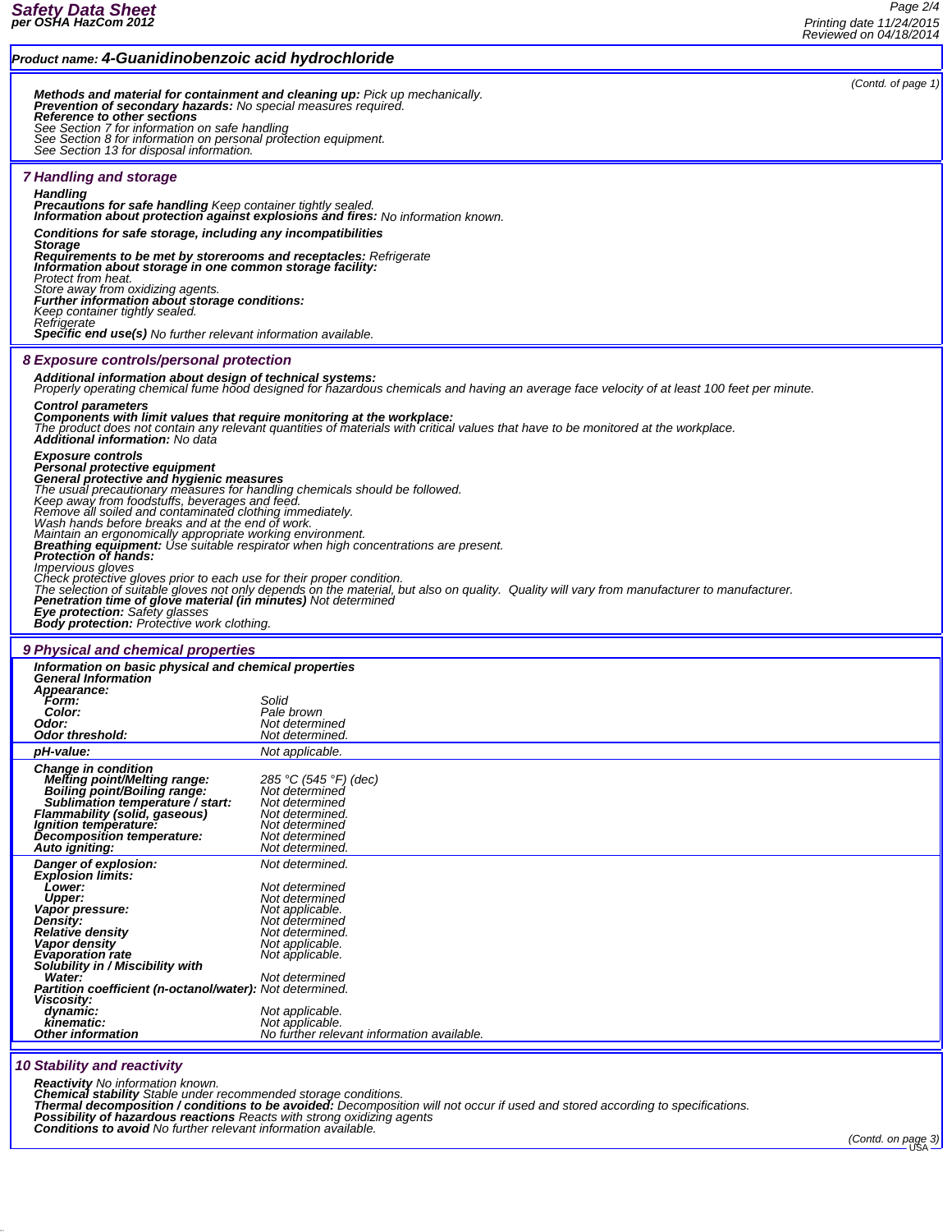**Product name: 4-Guanidinobenzoic acid hydrochloride**

(Contd. of page 1)

***Methods and material for containment and cleaning up:*** *Pick up mechanically.*
***Prevention of secondary hazards:*** *No special measures required.*
***Reference to other sections***
*See Section 7 for information on safe handling*
*See Section 8 for information on personal protection equipment.*
*See Section 13 for disposal information.*

## 7 Handling and storage

***Handling***
***Precautions for safe handling*** *Keep container tightly sealed.*
***Information about protection against explosions and fires:*** *No information known.*

***Conditions for safe storage, including any incompatibilities***
***Storage***
***Requirements to be met by storerooms and receptacles:*** *Refrigerate*
***Information about storage in one common storage facility:***
*Protect from heat.*
*Store away from oxidizing agents.*
***Further information about storage conditions:***
*Keep container tightly sealed.*
*Refrigerate*
***Specific end use(s)*** *No further relevant information available.*

## 8 Exposure controls/personal protection

***Additional information about design of technical systems:***
*Properly operating chemical fume hood designed for hazardous chemicals and having an average face velocity of at least 100 feet per minute.*

***Control parameters***
***Components with limit values that require monitoring at the workplace:***
*The product does not contain any relevant quantities of materials with critical values that have to be monitored at the workplace.*
***Additional information:*** *No data*

***Exposure controls***
***Personal protective equipment***
***General protective and hygienic measures***
*The usual precautionary measures for handling chemicals should be followed.*
*Keep away from foodstuffs, beverages and feed.*
*Remove all soiled and contaminated clothing immediately.*
*Wash hands before breaks and at the end of work.*
*Maintain an ergonomically appropriate working environment.*
***Breathing equipment:*** *Use suitable respirator when high concentrations are present.*
***Protection of hands:***
*Impervious gloves*
*Check protective gloves prior to each use for their proper condition.*
*The selection of suitable gloves not only depends on the material, but also on quality. Quality will vary from manufacturer to manufacturer.*
***Penetration time of glove material (in minutes)*** *Not determined*
***Eye protection:*** *Safety glasses*
***Body protection:*** *Protective work clothing.*

## 9 Physical and chemical properties

***Information on basic physical and chemical properties***
***General Information***

| | |
|---|---|
| ***Appearance:*** | |
| ***Form:*** | *Solid* |
| ***Color:*** | *Pale brown* |
| ***Odor:*** | *Not determined* |
| ***Odor threshold:*** | *Not determined.* |
| ***pH-value:*** | *Not applicable.* |
| ***Change in condition*** | |
| ***Melting point/Melting range:*** | *285 °C (545 °F) (dec)* |
| ***Boiling point/Boiling range:*** | *Not determined* |
| ***Sublimation temperature / start:*** | *Not determined* |
| ***Flammability (solid, gaseous)*** | *Not determined.* |
| ***Ignition temperature:*** | *Not determined* |
| ***Decomposition temperature:*** | *Not determined* |
| ***Auto igniting:*** | *Not determined.* |
| ***Danger of explosion:*** | *Not determined.* |
| ***Explosion limits:*** | |
| ***Lower:*** | *Not determined* |
| ***Upper:*** | *Not determined* |
| ***Vapor pressure:*** | *Not applicable.* |
| ***Density:*** | *Not determined* |
| ***Relative density*** | *Not determined.* |
| ***Vapor density*** | *Not applicable.* |
| ***Evaporation rate*** | *Not applicable.* |
| ***Solubility in / Miscibility with*** | |
| ***Water:*** | *Not determined* |
| ***Partition coefficient (n-octanol/water):*** | *Not determined.* |
| ***Viscosity:*** | |
| ***dynamic:*** | *Not applicable.* |
| ***kinematic:*** | *Not applicable.* |
| ***Other information*** | *No further relevant information available.* |

## 10 Stability and reactivity

***Reactivity*** *No information known.*
***Chemical stability*** *Stable under recommended storage conditions.*
***Thermal decomposition / conditions to be avoided:*** *Decomposition will not occur if used and stored according to specifications.*
***Possibility of hazardous reactions*** *Reacts with strong oxidizing agents*
***Conditions to avoid*** *No further relevant information available.*

(Contd. on page 3)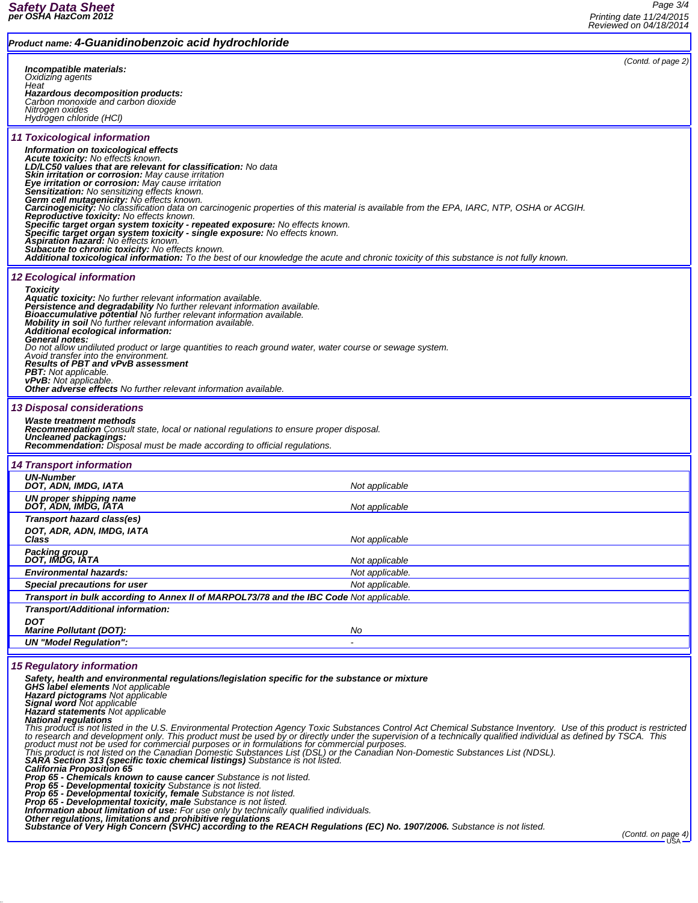**Product name: 4-Guanidinobenzoic acid hydrochloride**

*(Contd. of page 2)*

**Incompatible materials:**
Oxidizing agents
Heat
**Hazardous decomposition products:**
Carbon monoxide and carbon dioxide
Nitrogen oxides
Hydrogen chloride (HCl)

## 11 Toxicological information

**Information on toxicological effects**
**Acute toxicity:** No effects known.
**LD/LC50 values that are relevant for classification:** No data
**Skin irritation or corrosion:** May cause irritation
**Eye irritation or corrosion:** May cause irritation
**Sensitization:** No sensitizing effects known.
**Germ cell mutagenicity:** No effects known.
**Carcinogenicity:** No classification data on carcinogenic properties of this material is available from the EPA, IARC, NTP, OSHA or ACGIH.
**Reproductive toxicity:** No effects known.
**Specific target organ system toxicity - repeated exposure:** No effects known.
**Specific target organ system toxicity - single exposure:** No effects known.
**Aspiration hazard:** No effects known.
**Subacute to chronic toxicity:** No effects known.
**Additional toxicological information:** To the best of our knowledge the acute and chronic toxicity of this substance is not fully known.

## 12 Ecological information

**Toxicity**
**Aquatic toxicity:** No further relevant information available.
**Persistence and degradability** No further relevant information available.
**Bioaccumulative potential** No further relevant information available.
**Mobility in soil** No further relevant information available.
**Additional ecological information:**
**General notes:**
Do not allow undiluted product or large quantities to reach ground water, water course or sewage system.
Avoid transfer into the environment.
**Results of PBT and vPvB assessment**
**PBT:** Not applicable.
**vPvB:** Not applicable.
**Other adverse effects** No further relevant information available.

## 13 Disposal considerations

**Waste treatment methods**
**Recommendation** Consult state, local or national regulations to ensure proper disposal.
**Uncleaned packagings:**
**Recommendation:** Disposal must be made according to official regulations.

## 14 Transport information

| | |
|---|---|
| **UN-Number**<br>**DOT, ADN, IMDG, IATA** | Not applicable |
| **UN proper shipping name**<br>**DOT, ADN, IMDG, IATA** | Not applicable |
| **Transport hazard class(es)**<br>**DOT, ADR, ADN, IMDG, IATA**<br>**Class** | Not applicable |
| **Packing group**<br>**DOT, IMDG, IATA** | Not applicable |
| **Environmental hazards:** | Not applicable. |
| **Special precautions for user** | Not applicable. |
| **Transport in bulk according to Annex II of MARPOL73/78 and the IBC Code** | Not applicable. |
| **Transport/Additional information:**<br>**DOT**<br>**Marine Pollutant (DOT):** | No |
| **UN "Model Regulation":** | - |

## 15 Regulatory information

**Safety, health and environmental regulations/legislation specific for the substance or mixture**
**GHS label elements** Not applicable
**Hazard pictograms** Not applicable
**Signal word** Not applicable
**Hazard statements** Not applicable
**National regulations**
This product is not listed in the U.S. Environmental Protection Agency Toxic Substances Control Act Chemical Substance Inventory. Use of this product is restricted to research and development only. This product must be used by or directly under the supervision of a technically qualified individual as defined by TSCA. This product must not be used for commercial purposes or in formulations for commercial purposes.
This product is not listed on the Canadian Domestic Substances List (DSL) or the Canadian Non-Domestic Substances List (NDSL).
**SARA Section 313 (specific toxic chemical listings)** Substance is not listed.
**California Proposition 65**
**Prop 65 - Chemicals known to cause cancer** Substance is not listed.
**Prop 65 - Developmental toxicity** Substance is not listed.
**Prop 65 - Developmental toxicity, female** Substance is not listed.
**Prop 65 - Developmental toxicity, male** Substance is not listed.
**Information about limitation of use:** For use only by technically qualified individuals.
**Other regulations, limitations and prohibitive regulations**
**Substance of Very High Concern (SVHC) according to the REACH Regulations (EC) No. 1907/2006.** Substance is not listed.

*(Contd. on page 4)*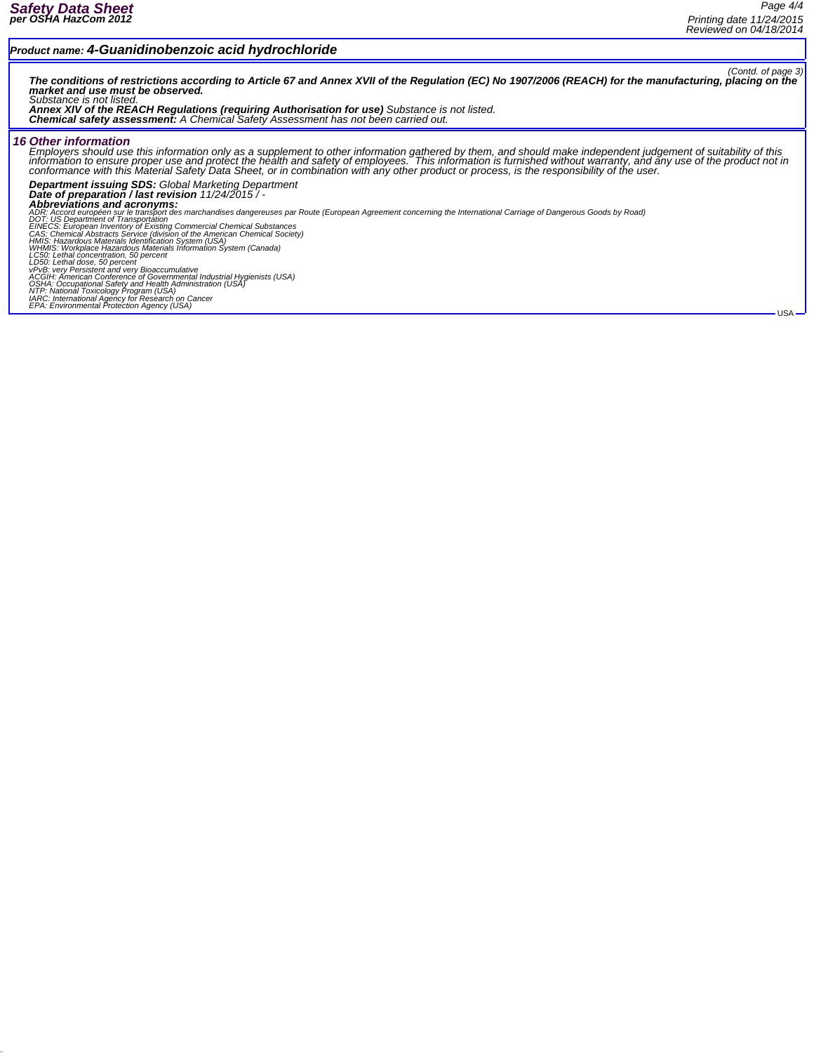**Product name: 4-Guanidinobenzoic acid hydrochloride**

*(Contd. of page 3)*

***The conditions of restrictions according to Article 67 and Annex XVII of the Regulation (EC) No 1907/2006 (REACH) for the manufacturing, placing on the market and use must be observed.***
*Substance is not listed.*
***Annex XIV of the REACH Regulations (requiring Authorisation for use)*** *Substance is not listed.*
***Chemical safety assessment:*** *A Chemical Safety Assessment has not been carried out.*

## 16 Other information

*Employers should use this information only as a supplement to other information gathered by them, and should make independent judgement of suitability of this information to ensure proper use and protect the health and safety of employees. This information is furnished without warranty, and any use of the product not in conformance with this Material Safety Data Sheet, or in combination with any other product or process, is the responsibility of the user.*

***Department issuing SDS:*** *Global Marketing Department*
***Date of preparation / last revision*** *11/24/2015 / -*
***Abbreviations and acronyms:***
*ADR: Accord européen sur le transport des marchandises dangereuses par Route (European Agreement concerning the International Carriage of Dangerous Goods by Road)*
*DOT: US Department of Transportation*
*EINECS: European Inventory of Existing Commercial Chemical Substances*
*CAS: Chemical Abstracts Service (division of the American Chemical Society)*
*HMIS: Hazardous Materials Identification System (USA)*
*WHMIS: Workplace Hazardous Materials Information System (Canada)*
*LC50: Lethal concentration, 50 percent*
*LD50: Lethal dose, 50 percent*
*vPvB: very Persistent and very Bioaccumulative*
*ACGIH: American Conference of Governmental Industrial Hygienists (USA)*
*OSHA: Occupational Safety and Health Administration (USA)*
*NTP: National Toxicology Program (USA)*
*IARC: International Agency for Research on Cancer*
*EPA: Environmental Protection Agency (USA)*